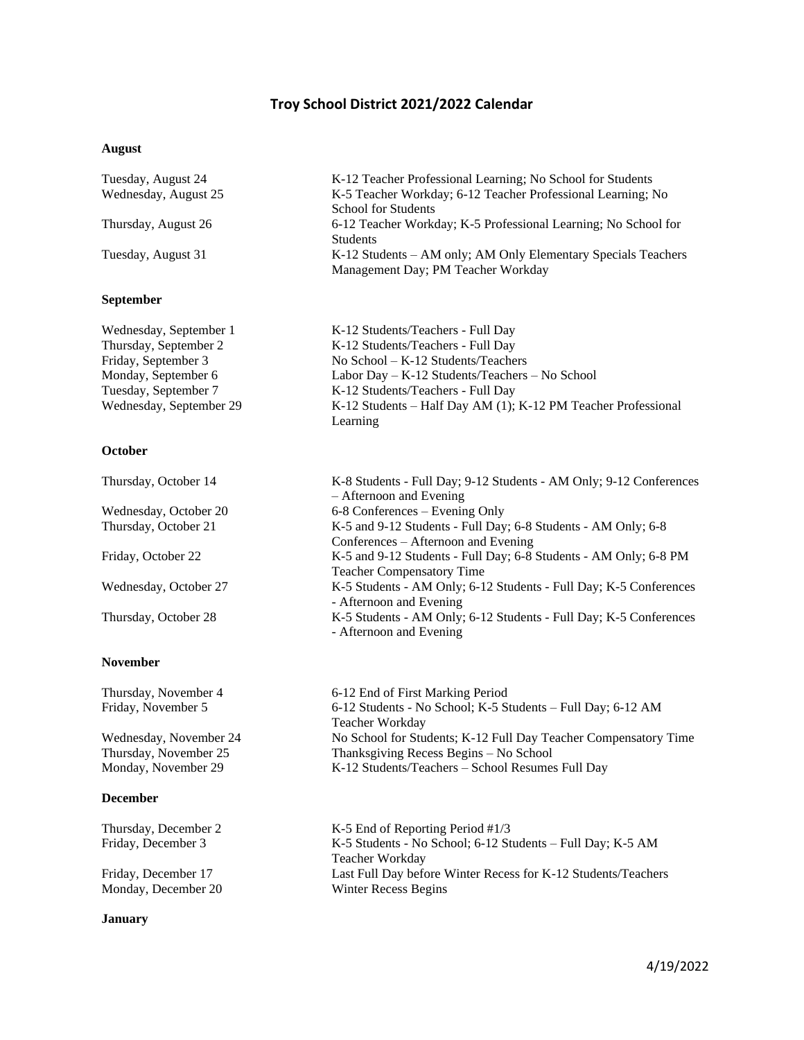// Troy School District 2021/2022 Calendar, page 1 of 3; date stamp omitted as footer
# Troy School District 2021/2022 Calendar

## August

| Date | Event |
|---|---|
| Tuesday, August 24 | K-12 Teacher Professional Learning; No School for Students |
| Wednesday, August 25 | K-5 Teacher Workday; 6-12 Teacher Professional Learning; No School for Students |
| Thursday, August 26 | 6-12 Teacher Workday; K-5 Professional Learning; No School for Students |
| Tuesday, August 31 | K-12 Students – AM only; AM Only Elementary Specials Teachers Management Day; PM Teacher Workday |

## September

| Date | Event |
|---|---|
| Wednesday, September 1 | K-12 Students/Teachers - Full Day |
| Thursday, September 2 | K-12 Students/Teachers - Full Day |
| Friday, September 3 | No School – K-12 Students/Teachers |
| Monday, September 6 | Labor Day – K-12 Students/Teachers – No School |
| Tuesday, September 7 | K-12 Students/Teachers - Full Day |
| Wednesday, September 29 | K-12 Students – Half Day AM (1); K-12 PM Teacher Professional Learning |

## October

| Date | Event |
|---|---|
| Thursday, October 14 | K-8 Students - Full Day; 9-12 Students - AM Only; 9-12 Conferences – Afternoon and Evening |
| Wednesday, October 20 | 6-8 Conferences – Evening Only |
| Thursday, October 21 | K-5 and 9-12 Students - Full Day; 6-8 Students - AM Only; 6-8 Conferences – Afternoon and Evening |
| Friday, October 22 | K-5 and 9-12 Students - Full Day; 6-8 Students - AM Only; 6-8 PM Teacher Compensatory Time |
| Wednesday, October 27 | K-5 Students - AM Only; 6-12 Students - Full Day; K-5 Conferences - Afternoon and Evening |
| Thursday, October 28 | K-5 Students - AM Only; 6-12 Students - Full Day; K-5 Conferences - Afternoon and Evening |

## November

| Date | Event |
|---|---|
| Thursday, November 4 | 6-12 End of First Marking Period |
| Friday, November 5 | 6-12 Students - No School; K-5 Students – Full Day; 6-12 AM Teacher Workday |
| Wednesday, November 24 | No School for Students; K-12 Full Day Teacher Compensatory Time |
| Thursday, November 25 | Thanksgiving Recess Begins – No School |
| Monday, November 29 | K-12 Students/Teachers – School Resumes Full Day |

## December

| Date | Event |
|---|---|
| Thursday, December 2 | K-5 End of Reporting Period #1/3 |
| Friday, December 3 | K-5 Students - No School; 6-12 Students – Full Day; K-5 AM Teacher Workday |
| Friday, December 17 | Last Full Day before Winter Recess for K-12 Students/Teachers |
| Monday, December 20 | Winter Recess Begins |

## January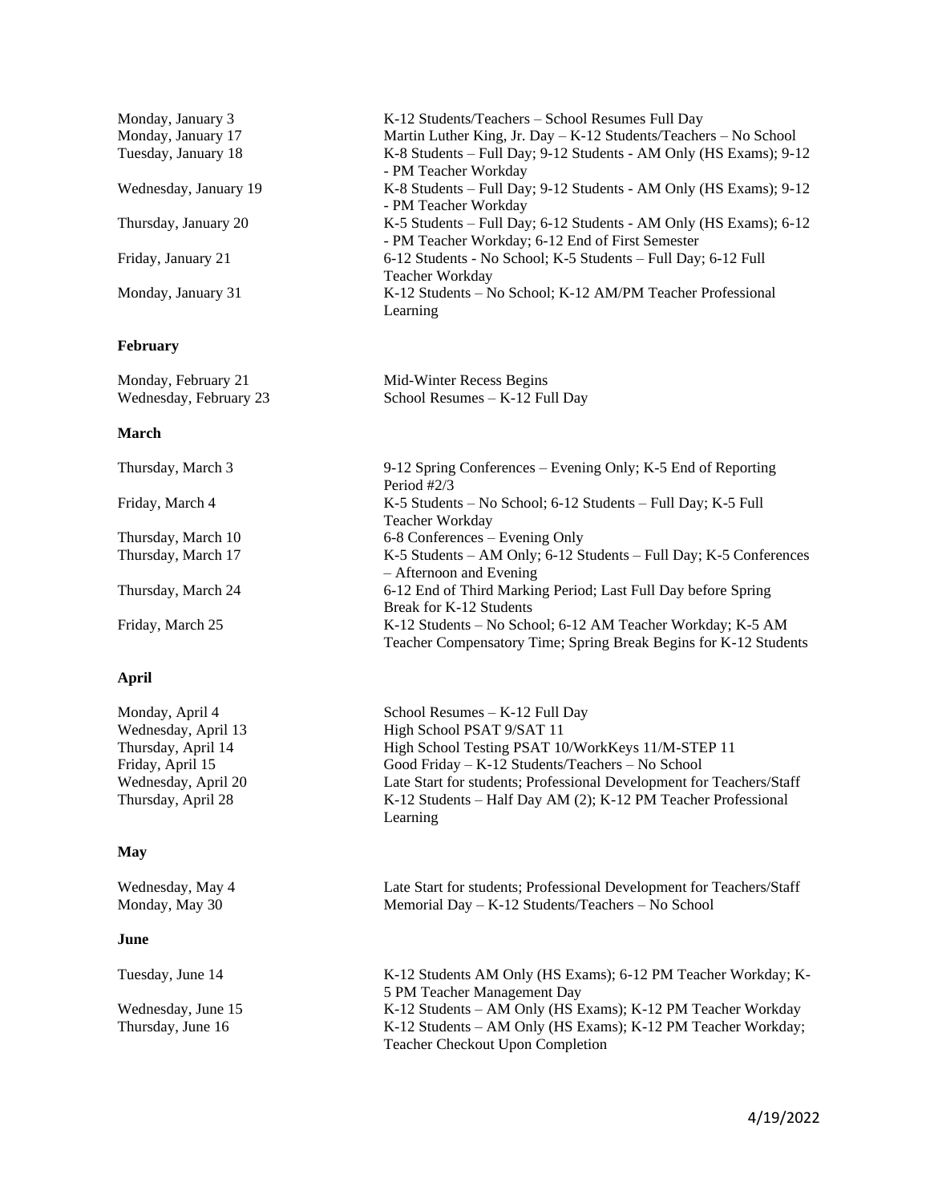| | |
|---|---|
| Monday, January 3 | K-12 Students/Teachers – School Resumes Full Day |
| Monday, January 17 | Martin Luther King, Jr. Day – K-12 Students/Teachers – No School |
| Tuesday, January 18 | K-8 Students – Full Day; 9-12 Students - AM Only (HS Exams); 9-12 - PM Teacher Workday |
| Wednesday, January 19 | K-8 Students – Full Day; 9-12 Students - AM Only (HS Exams); 9-12 - PM Teacher Workday |
| Thursday, January 20 | K-5 Students – Full Day; 6-12 Students - AM Only (HS Exams); 6-12 - PM Teacher Workday; 6-12 End of First Semester |
| Friday, January 21 | 6-12 Students - No School; K-5 Students – Full Day; 6-12 Full Teacher Workday |
| Monday, January 31 | K-12 Students – No School; K-12 AM/PM Teacher Professional Learning |

**February**

| | |
|---|---|
| Monday, February 21 | Mid-Winter Recess Begins |
| Wednesday, February 23 | School Resumes – K-12 Full Day |

**March**

| | |
|---|---|
| Thursday, March 3 | 9-12 Spring Conferences – Evening Only; K-5 End of Reporting Period #2/3 |
| Friday, March 4 | K-5 Students – No School; 6-12 Students – Full Day; K-5 Full Teacher Workday |
| Thursday, March 10 | 6-8 Conferences – Evening Only |
| Thursday, March 17 | K-5 Students – AM Only; 6-12 Students – Full Day; K-5 Conferences – Afternoon and Evening |
| Thursday, March 24 | 6-12 End of Third Marking Period; Last Full Day before Spring Break for K-12 Students |
| Friday, March 25 | K-12 Students – No School; 6-12 AM Teacher Workday; K-5 AM Teacher Compensatory Time; Spring Break Begins for K-12 Students |

**April**

| | |
|---|---|
| Monday, April 4 | School Resumes – K-12 Full Day |
| Wednesday, April 13 | High School PSAT 9/SAT 11 |
| Thursday, April 14 | High School Testing PSAT 10/WorkKeys 11/M-STEP 11 |
| Friday, April 15 | Good Friday – K-12 Students/Teachers – No School |
| Wednesday, April 20 | Late Start for students; Professional Development for Teachers/Staff |
| Thursday, April 28 | K-12 Students – Half Day AM (2); K-12 PM Teacher Professional Learning |

**May**

| | |
|---|---|
| Wednesday, May 4 | Late Start for students; Professional Development for Teachers/Staff |
| Monday, May 30 | Memorial Day – K-12 Students/Teachers – No School |

**June**

| | |
|---|---|
| Tuesday, June 14 | K-12 Students AM Only (HS Exams); 6-12 PM Teacher Workday; K-5 PM Teacher Management Day |
| Wednesday, June 15 | K-12 Students – AM Only (HS Exams); K-12 PM Teacher Workday |
| Thursday, June 16 | K-12 Students – AM Only (HS Exams); K-12 PM Teacher Workday; Teacher Checkout Upon Completion |

4/19/2022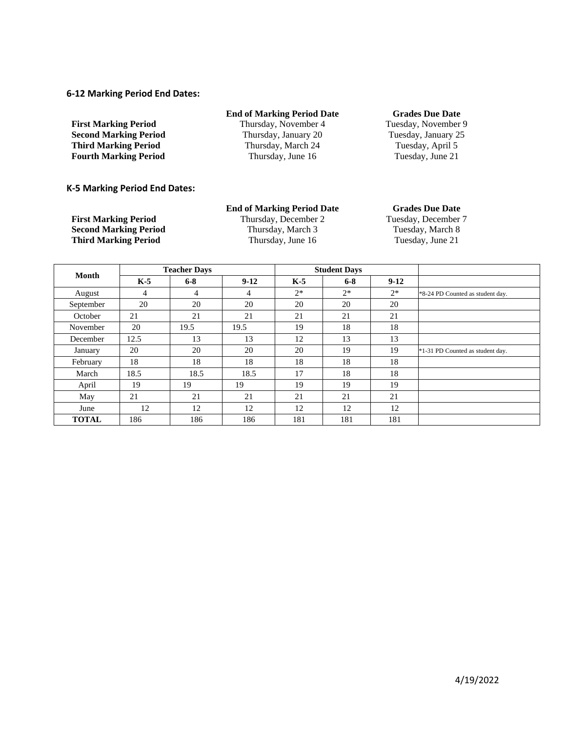### 6-12 Marking Period End Dates:

| | End of Marking Period Date | Grades Due Date |
|---|---|---|
| **First Marking Period** | Thursday, November 4 | Tuesday, Novemeber 9 |
| **Second Marking Period** | Thursday, January 20 | Tuesday, January 25 |
| **Third Marking Period** | Thursday, March 24 | Tuesday, April 5 |
| **Fourth Marking Period** | Thursday, June 16 | Tuesday, June 21 |

### K-5 Marking Period End Dates:

| | End of Marking Period Date | Grades Due Date |
|---|---|---|
| **First Marking Period** | Thursday, December 2 | Tuesday, December 7 |
| **Second Marking Period** | Thursday, March 3 | Tuesday, March 8 |
| **Third Marking Period** | Thursday, June 16 | Tuesday, June 21 |

| Month | Teacher Days | | | Student Days | | | |
|---|---|---|---|---|---|---|---|
| | K-5 | 6-8 | 9-12 | K-5 | 6-8 | 9-12 | |
| August | 4 | 4 | 4 | 2* | 2* | 2* | *8-24 PD Counted as student day. |
| September | 20 | 20 | 20 | 20 | 20 | 20 | |
| October | 21 | 21 | 21 | 21 | 21 | 21 | |
| November | 20 | 19.5 | 19.5 | 19 | 18 | 18 | |
| December | 12.5 | 13 | 13 | 12 | 13 | 13 | |
| January | 20 | 20 | 20 | 20 | 19 | 19 | *1-31 PD Counted as student day. |
| February | 18 | 18 | 18 | 18 | 18 | 18 | |
| March | 18.5 | 18.5 | 18.5 | 17 | 18 | 18 | |
| April | 19 | 19 | 19 | 19 | 19 | 19 | |
| May | 21 | 21 | 21 | 21 | 21 | 21 | |
| June | 12 | 12 | 12 | 12 | 12 | 12 | |
| **TOTAL** | 186 | 186 | 186 | 181 | 181 | 181 | |

4/19/2022